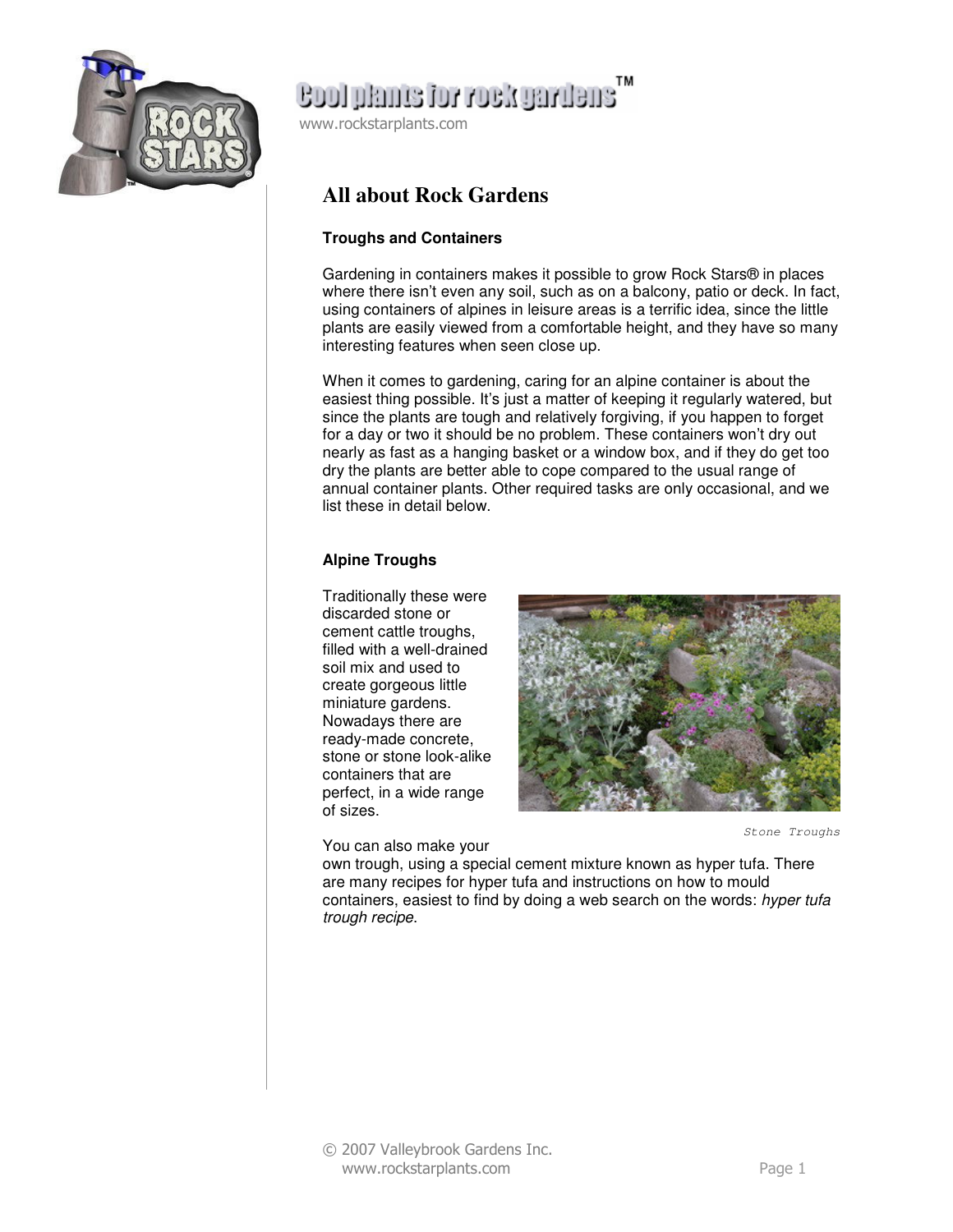Cool plants for rock gardens™

www.rockstarplants.com

# All about Rock Gardens

### Troughs and Containers

Gardening in containers makes it possible to grow Rock Stars® in places where there isn't even any soil, such as on a balcony, patio or deck. In fact, using containers of alpines in leisure areas is a terrific idea, since the little plants are easily viewed from a comfortable height, and they have so many interesting features when seen close up.

When it comes to gardening, caring for an alpine container is about the easiest thing possible. It's just a matter of keeping it regularly watered, but since the plants are tough and relatively forgiving, if you happen to forget for a day or two it should be no problem. These containers won't dry out nearly as fast as a hanging basket or a window box, and if they do get too dry the plants are better able to cope compared to the usual range of annual container plants. Other required tasks are only occasional, and we list these in detail below.

### Alpine Troughs

Traditionally these were discarded stone or cement cattle troughs, filled with a well-drained soil mix and used to create gorgeous little miniature gardens. Nowadays there are ready-made concrete, stone or stone look-alike containers that are perfect, in a wide range of sizes.

Stone Troughs

You can also make your own trough, using a special cement mixture known as hyper tufa. There are many recipes for hyper tufa and instructions on how to mould containers, easiest to find by doing a web search on the words: *hyper tufa trough recipe*.

© 2007 Valleybrook Gardens Inc.
www.rockstarplants.com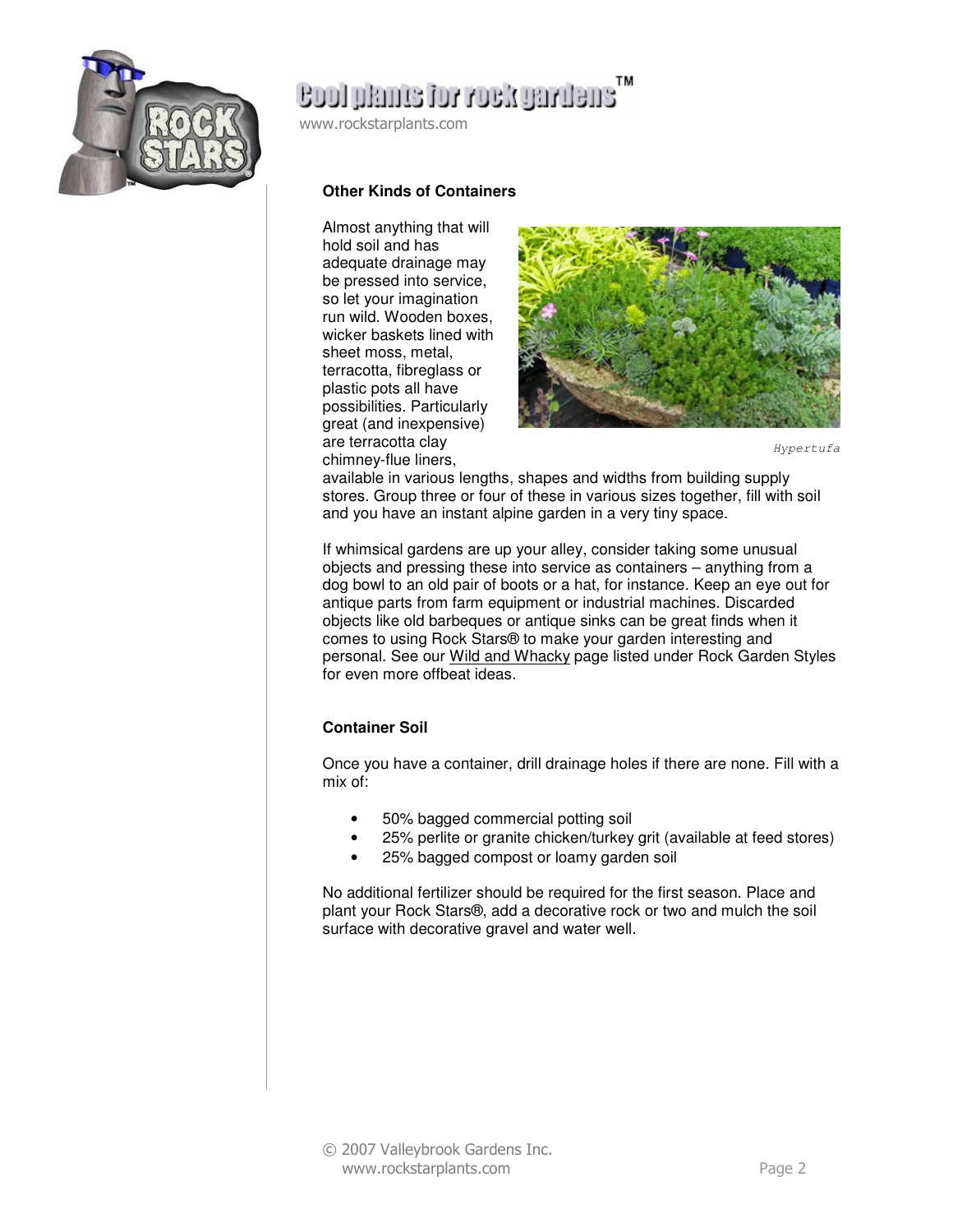### Other Kinds of Containers

Almost anything that will hold soil and has adequate drainage may be pressed into service, so let your imagination run wild. Wooden boxes, wicker baskets lined with sheet moss, metal, terracotta, fibreglass or plastic pots all have possibilities. Particularly great (and inexpensive) are terracotta clay chimney-flue liners, available in various lengths, shapes and widths from building supply stores. Group three or four of these in various sizes together, fill with soil and you have an instant alpine garden in a very tiny space.

*Hypertufa*

If whimsical gardens are up your alley, consider taking some unusual objects and pressing these into service as containers – anything from a dog bowl to an old pair of boots or a hat, for instance. Keep an eye out for antique parts from farm equipment or industrial machines. Discarded objects like old barbeques or antique sinks can be great finds when it comes to using Rock Stars® to make your garden interesting and personal. See our Wild and Whacky page listed under Rock Garden Styles for even more offbeat ideas.

### Container Soil

Once you have a container, drill drainage holes if there are none. Fill with a mix of:

- 50% bagged commercial potting soil
- 25% perlite or granite chicken/turkey grit (available at feed stores)
- 25% bagged compost or loamy garden soil

No additional fertilizer should be required for the first season. Place and plant your Rock Stars®, add a decorative rock or two and mulch the soil surface with decorative gravel and water well.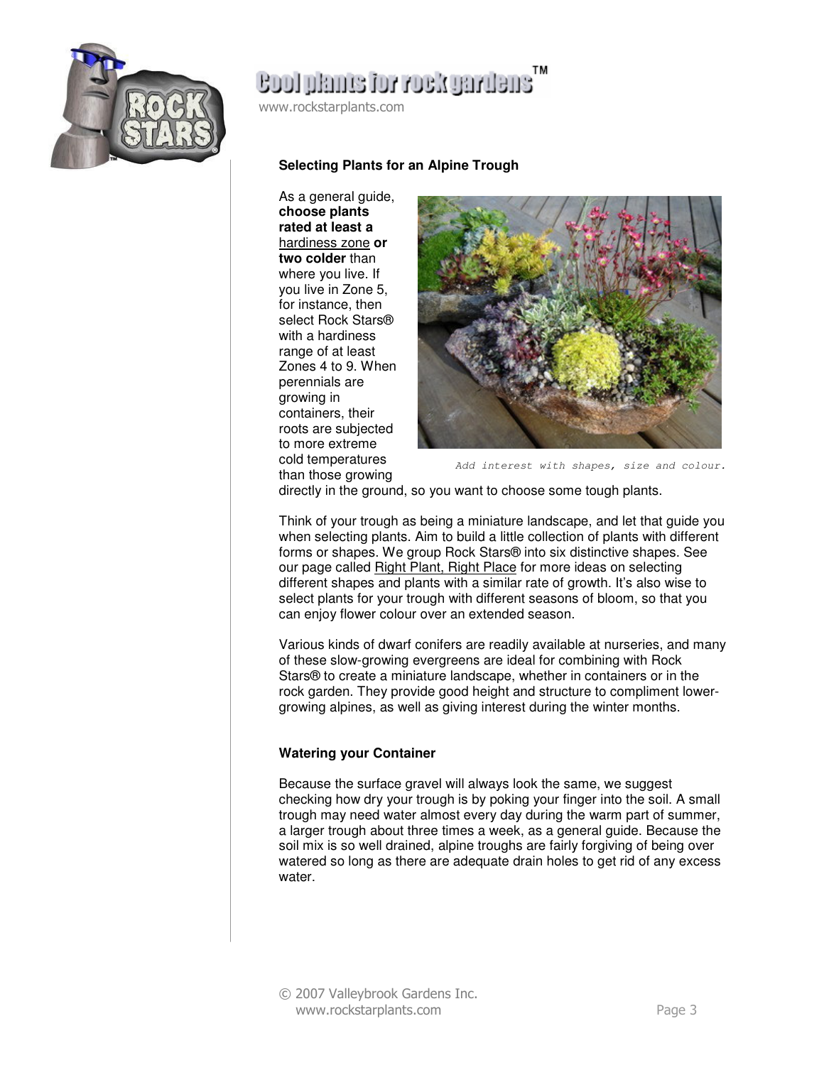## Selecting Plants for an Alpine Trough

As a general guide, **choose plants rated at least a** hardiness zone **or two colder** than where you live. If you live in Zone 5, for instance, then select Rock Stars® with a hardiness range of at least Zones 4 to 9. When perennials are growing in containers, their roots are subjected to more extreme cold temperatures than those growing directly in the ground, so you want to choose some tough plants.

*Add interest with shapes, size and colour.*

Think of your trough as being a miniature landscape, and let that guide you when selecting plants. Aim to build a little collection of plants with different forms or shapes. We group Rock Stars® into six distinctive shapes. See our page called Right Plant, Right Place for more ideas on selecting different shapes and plants with a similar rate of growth. It's also wise to select plants for your trough with different seasons of bloom, so that you can enjoy flower colour over an extended season.

Various kinds of dwarf conifers are readily available at nurseries, and many of these slow-growing evergreens are ideal for combining with Rock Stars® to create a miniature landscape, whether in containers or in the rock garden. They provide good height and structure to compliment lower-growing alpines, as well as giving interest during the winter months.

## Watering your Container

Because the surface gravel will always look the same, we suggest checking how dry your trough is by poking your finger into the soil. A small trough may need water almost every day during the warm part of summer, a larger trough about three times a week, as a general guide. Because the soil mix is so well drained, alpine troughs are fairly forgiving of being over watered so long as there are adequate drain holes to get rid of any excess water.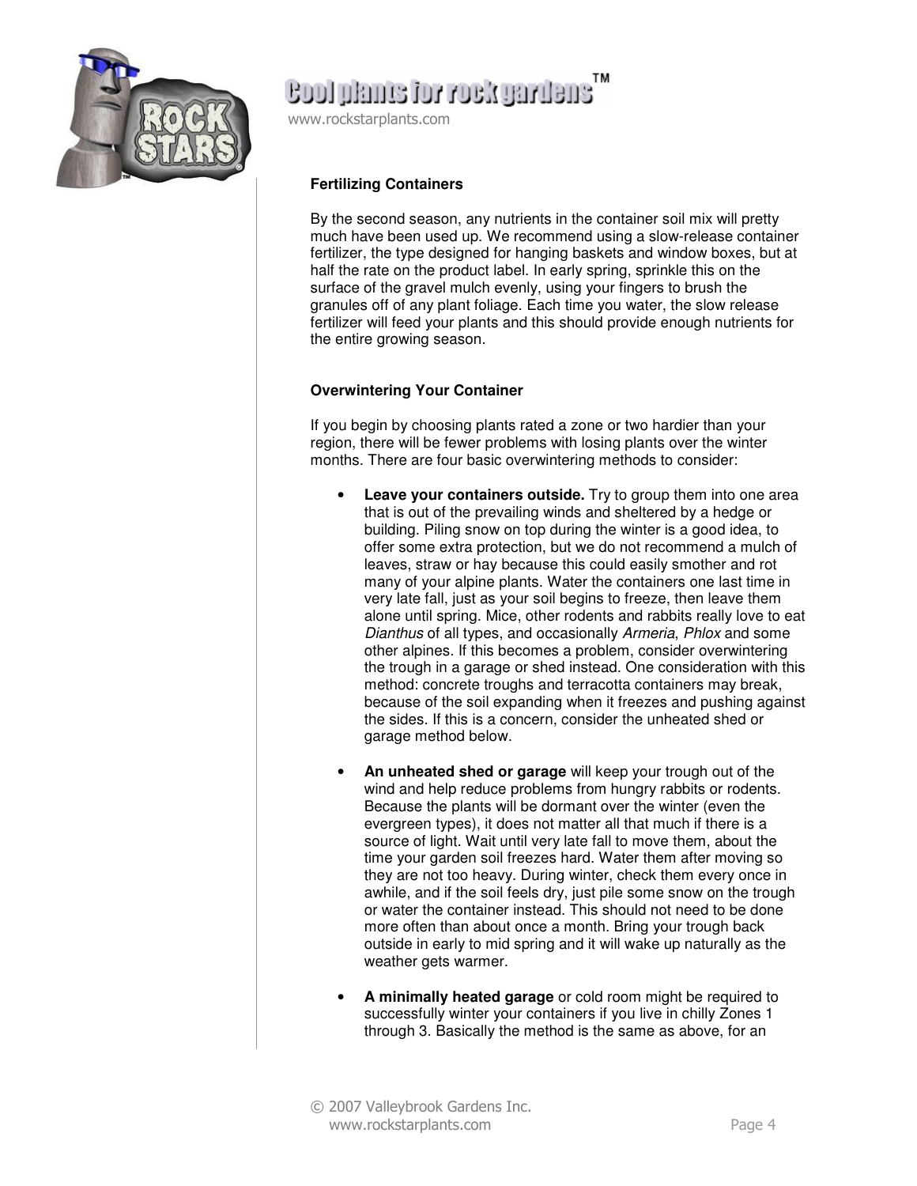### Fertilizing Containers

By the second season, any nutrients in the container soil mix will pretty much have been used up. We recommend using a slow-release container fertilizer, the type designed for hanging baskets and window boxes, but at half the rate on the product label. In early spring, sprinkle this on the surface of the gravel mulch evenly, using your fingers to brush the granules off of any plant foliage. Each time you water, the slow release fertilizer will feed your plants and this should provide enough nutrients for the entire growing season.

### Overwintering Your Container

If you begin by choosing plants rated a zone or two hardier than your region, there will be fewer problems with losing plants over the winter months. There are four basic overwintering methods to consider:

- **Leave your containers outside.** Try to group them into one area that is out of the prevailing winds and sheltered by a hedge or building. Piling snow on top during the winter is a good idea, to offer some extra protection, but we do not recommend a mulch of leaves, straw or hay because this could easily smother and rot many of your alpine plants. Water the containers one last time in very late fall, just as your soil begins to freeze, then leave them alone until spring. Mice, other rodents and rabbits really love to eat *Dianthus* of all types, and occasionally *Armeria*, *Phlox* and some other alpines. If this becomes a problem, consider overwintering the trough in a garage or shed instead. One consideration with this method: concrete troughs and terracotta containers may break, because of the soil expanding when it freezes and pushing against the sides. If this is a concern, consider the unheated shed or garage method below.

- **An unheated shed or garage** will keep your trough out of the wind and help reduce problems from hungry rabbits or rodents. Because the plants will be dormant over the winter (even the evergreen types), it does not matter all that much if there is a source of light. Wait until very late fall to move them, about the time your garden soil freezes hard. Water them after moving so they are not too heavy. During winter, check them every once in awhile, and if the soil feels dry, just pile some snow on the trough or water the container instead. This should not need to be done more often than about once a month. Bring your trough back outside in early to mid spring and it will wake up naturally as the weather gets warmer.

- **A minimally heated garage** or cold room might be required to successfully winter your containers if you live in chilly Zones 1 through 3. Basically the method is the same as above, for an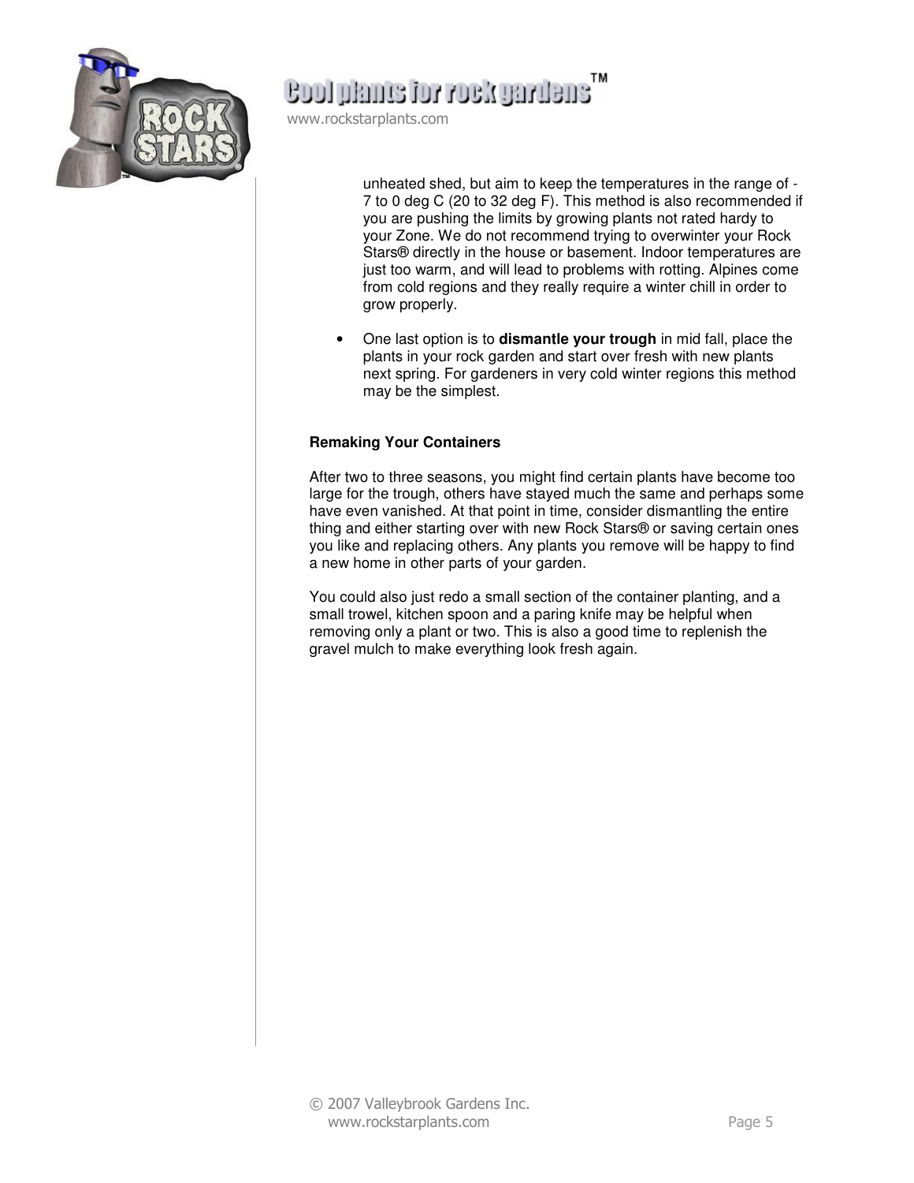unheated shed, but aim to keep the temperatures in the range of -7 to 0 deg C (20 to 32 deg F). This method is also recommended if you are pushing the limits by growing plants not rated hardy to your Zone. We do not recommend trying to overwinter your Rock Stars® directly in the house or basement. Indoor temperatures are just too warm, and will lead to problems with rotting. Alpines come from cold regions and they really require a winter chill in order to grow properly.

- One last option is to **dismantle your trough** in mid fall, place the plants in your rock garden and start over fresh with new plants next spring. For gardeners in very cold winter regions this method may be the simplest.

**Remaking Your Containers**

After two to three seasons, you might find certain plants have become too large for the trough, others have stayed much the same and perhaps some have even vanished. At that point in time, consider dismantling the entire thing and either starting over with new Rock Stars® or saving certain ones you like and replacing others. Any plants you remove will be happy to find a new home in other parts of your garden.

You could also just redo a small section of the container planting, and a small trowel, kitchen spoon and a paring knife may be helpful when removing only a plant or two. This is also a good time to replenish the gravel mulch to make everything look fresh again.